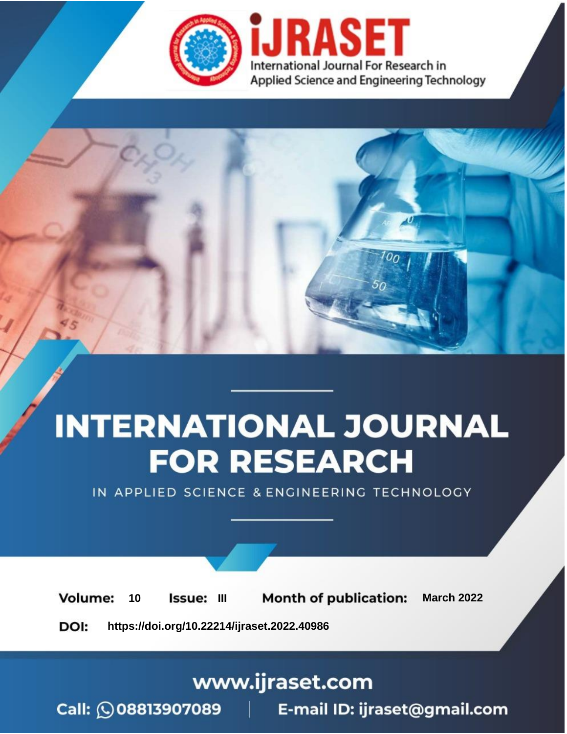International Journal For Research in Applied Science and Engineering Technology

# INTERNATIONAL JOURNAL FOR RESEARCH

IN APPLIED SCIENCE & ENGINEERING TECHNOLOGY

**Volume:** 10 **Issue:** III **Month of publication:** March 2022

**DOI:** https://doi.org/10.22214/ijraset.2022.40986

www.ijraset.com

Call: 08813907089 | E-mail ID: ijraset@gmail.com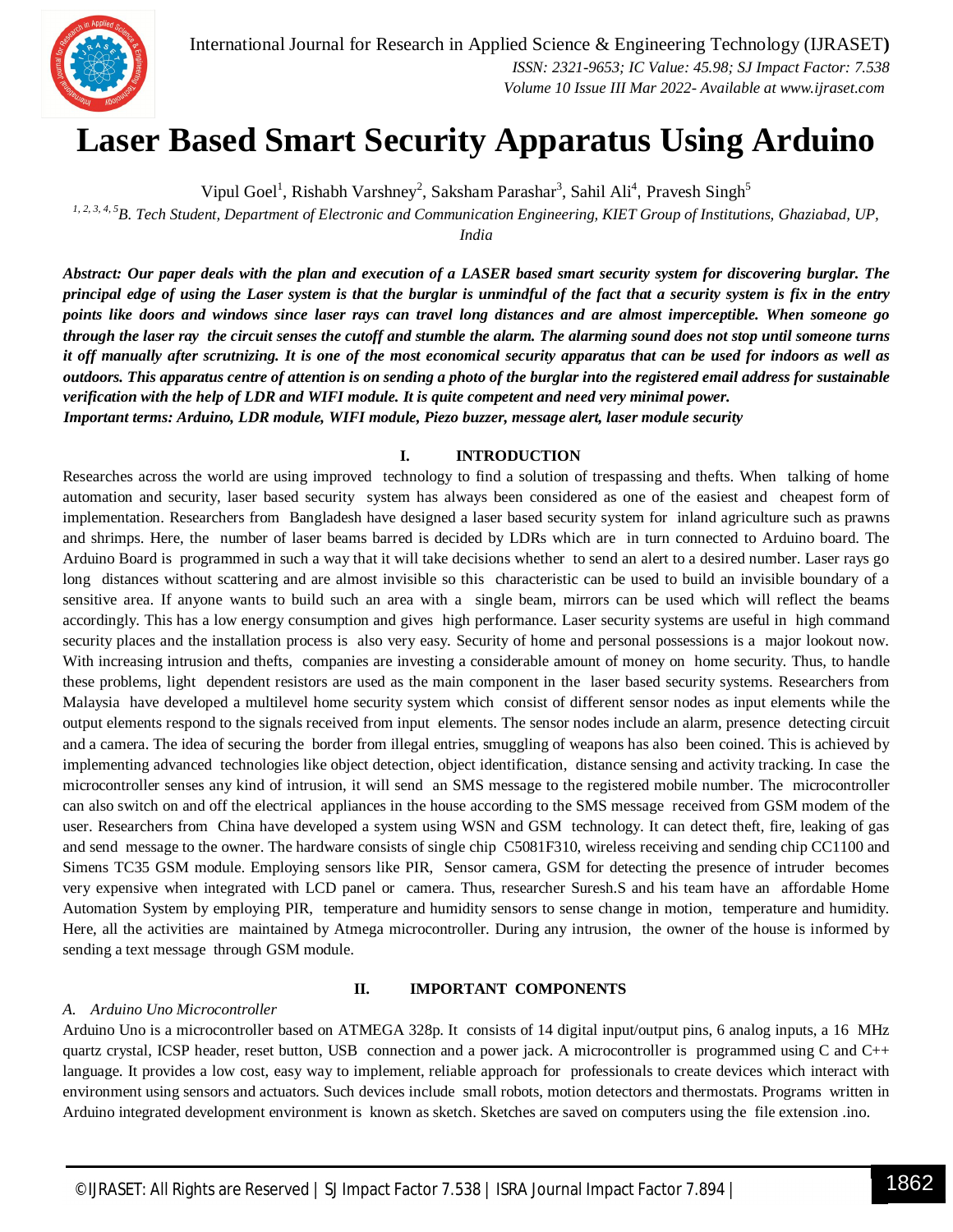# Laser Based Smart Security Apparatus Using Arduino

Vipul Goel[1], Rishabh Varshney[2], Saksham Parashar[3], Sahil Ali[4], Pravesh Singh[5]

*[1, 2, 3, 4, 5]B. Tech Student, Department of Electronic and Communication Engineering, KIET Group of Institutions, Ghaziabad, UP, India*

***Abstract:** Our paper deals with the plan and execution of a LASER based smart security system for discovering burglar. The principal edge of using the Laser system is that the burglar is unmindful of the fact that a security system is fix in the entry points like doors and windows since laser rays can travel long distances and are almost imperceptible. When someone go through the laser ray the circuit senses the cutoff and stumble the alarm. The alarming sound does not stop until someone turns it off manually after scrutnizing. It is one of the most economical security apparatus that can be used for indoors as well as outdoors. This apparatus centre of attention is on sending a photo of the burglar into the registered email address for sustainable verification with the help of LDR and WIFI module. It is quite competent and need very minimal power.*

***Important terms:** Arduino, LDR module, WIFI module, Piezo buzzer, message alert, laser module security*

## I. INTRODUCTION

Researches across the world are using improved technology to find a solution of trespassing and thefts. When talking of home automation and security, laser based security system has always been considered as one of the easiest and cheapest form of implementation. Researchers from Bangladesh have designed a laser based security system for inland agriculture such as prawns and shrimps. Here, the number of laser beams barred is decided by LDRs which are in turn connected to Arduino board. The Arduino Board is programmed in such a way that it will take decisions whether to send an alert to a desired number. Laser rays go long distances without scattering and are almost invisible so this characteristic can be used to build an invisible boundary of a sensitive area. If anyone wants to build such an area with a single beam, mirrors can be used which will reflect the beams accordingly. This has a low energy consumption and gives high performance. Laser security systems are useful in high command security places and the installation process is also very easy. Security of home and personal possessions is a major lookout now. With increasing intrusion and thefts, companies are investing a considerable amount of money on home security. Thus, to handle these problems, light dependent resistors are used as the main component in the laser based security systems. Researchers from Malaysia have developed a multilevel home security system which consist of different sensor nodes as input elements while the output elements respond to the signals received from input elements. The sensor nodes include an alarm, presence detecting circuit and a camera. The idea of securing the border from illegal entries, smuggling of weapons has also been coined. This is achieved by implementing advanced technologies like object detection, object identification, distance sensing and activity tracking. In case the microcontroller senses any kind of intrusion, it will send an SMS message to the registered mobile number. The microcontroller can also switch on and off the electrical appliances in the house according to the SMS message received from GSM modem of the user. Researchers from China have developed a system using WSN and GSM technology. It can detect theft, fire, leaking of gas and send message to the owner. The hardware consists of single chip C5081F310, wireless receiving and sending chip CC1100 and Simens TC35 GSM module. Employing sensors like PIR, Sensor camera, GSM for detecting the presence of intruder becomes very expensive when integrated with LCD panel or camera. Thus, researcher Suresh.S and his team have an affordable Home Automation System by employing PIR, temperature and humidity sensors to sense change in motion, temperature and humidity. Here, all the activities are maintained by Atmega microcontroller. During any intrusion, the owner of the house is informed by sending a text message through GSM module.

## II. IMPORTANT COMPONENTS

### *A. Arduino Uno Microcontroller*

Arduino Uno is a microcontroller based on ATMEGA 328p. It consists of 14 digital input/output pins, 6 analog inputs, a 16 MHz quartz crystal, ICSP header, reset button, USB connection and a power jack. A microcontroller is programmed using C and C++ language. It provides a low cost, easy way to implement, reliable approach for professionals to create devices which interact with environment using sensors and actuators. Such devices include small robots, motion detectors and thermostats. Programs written in Arduino integrated development environment is known as sketch. Sketches are saved on computers using the file extension .ino.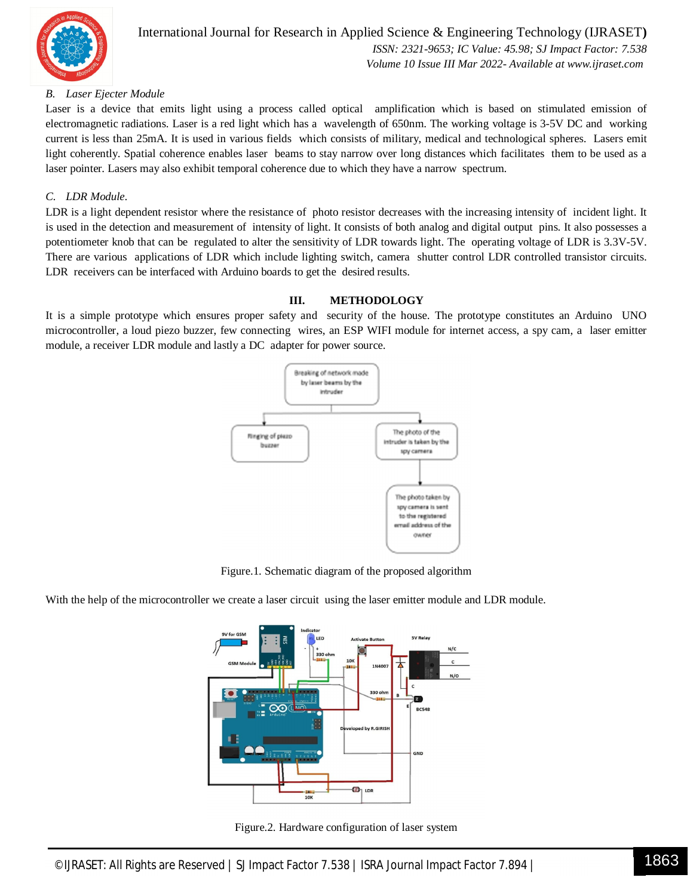## B. *Laser Ejecter Module*

Laser is a device that emits light using a process called optical amplification which is based on stimulated emission of electromagnetic radiations. Laser is a red light which has a wavelength of 650nm. The working voltage is 3-5V DC and working current is less than 25mA. It is used in various fields which consists of military, medical and technological spheres. Lasers emit light coherently. Spatial coherence enables laser beams to stay narrow over long distances which facilitates them to be used as a laser pointer. Lasers may also exhibit temporal coherence due to which they have a narrow spectrum.

## C. *LDR Module.*

LDR is a light dependent resistor where the resistance of photo resistor decreases with the increasing intensity of incident light. It is used in the detection and measurement of intensity of light. It consists of both analog and digital output pins. It also possesses a potentiometer knob that can be regulated to alter the sensitivity of LDR towards light. The operating voltage of LDR is 3.3V-5V. There are various applications of LDR which include lighting switch, camera shutter control LDR controlled transistor circuits. LDR receivers can be interfaced with Arduino boards to get the desired results.

# III. METHODOLOGY

It is a simple prototype which ensures proper safety and security of the house. The prototype constitutes an Arduino UNO microcontroller, a loud piezo buzzer, few connecting wires, an ESP WIFI module for internet access, a spy cam, a laser emitter module, a receiver LDR module and lastly a DC adapter for power source.

Breaking of network made by laser beams by the intruder → Ringing of piezo buzzer; The photo of the intruder is taken by the spy camera → The photo taken by spy camera is sent to the registered email address of the owner

Figure.1. Schematic diagram of the proposed algorithm

With the help of the microcontroller we create a laser circuit using the laser emitter module and LDR module.

Figure.2. Hardware configuration of laser system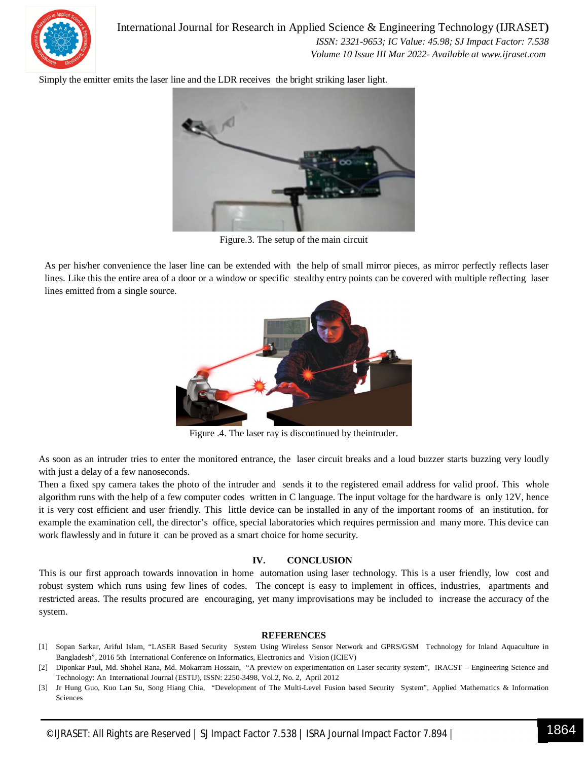Simply the emitter emits the laser line and the LDR receives the bright striking laser light.

Figure.3. The setup of the main circuit

As per his/her convenience the laser line can be extended with the help of small mirror pieces, as mirror perfectly reflects laser lines. Like this the entire area of a door or a window or specific stealthy entry points can be covered with multiple reflecting laser lines emitted from a single source.

Figure .4. The laser ray is discontinued by theintruder.

As soon as an intruder tries to enter the monitored entrance, the laser circuit breaks and a loud buzzer starts buzzing very loudly with just a delay of a few nanoseconds.

Then a fixed spy camera takes the photo of the intruder and sends it to the registered email address for valid proof. This whole algorithm runs with the help of a few computer codes written in C language. The input voltage for the hardware is only 12V, hence it is very cost efficient and user friendly. This little device can be installed in any of the important rooms of an institution, for example the examination cell, the director's office, special laboratories which requires permission and many more. This device can work flawlessly and in future it can be proved as a smart choice for home security.

## IV. CONCLUSION

This is our first approach towards innovation in home automation using laser technology. This is a user friendly, low cost and robust system which runs using few lines of codes. The concept is easy to implement in offices, industries, apartments and restricted areas. The results procured are encouraging, yet many improvisations may be included to increase the accuracy of the system.

## REFERENCES

[1] Sopan Sarkar, Ariful Islam, "LASER Based Security System Using Wireless Sensor Network and GPRS/GSM Technology for Inland Aquaculture in Bangladesh", 2016 5th International Conference on Informatics, Electronics and Vision (ICIEV)

[2] Diponkar Paul, Md. Shohel Rana, Md. Mokarram Hossain, "A preview on experimentation on Laser security system", IRACST – Engineering Science and Technology: An International Journal (ESTIJ), ISSN: 2250-3498, Vol.2, No. 2, April 2012

[3] Jr Hung Guo, Kuo Lan Su, Song Hiang Chia, "Development of The Multi-Level Fusion based Security System", Applied Mathematics & Information Sciences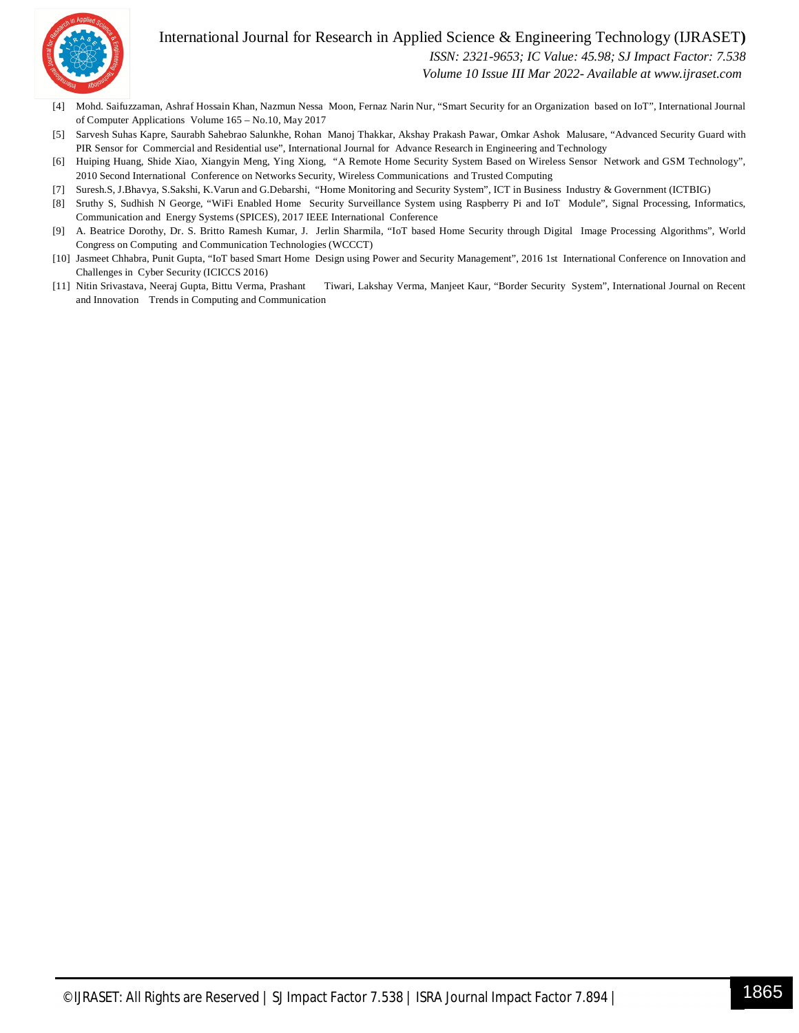[4] Mohd. Saifuzzaman, Ashraf Hossain Khan, Nazmun Nessa Moon, Fernaz Narin Nur, "Smart Security for an Organization based on IoT", International Journal of Computer Applications Volume 165 – No.10, May 2017

[5] Sarvesh Suhas Kapre, Saurabh Sahebrao Salunkhe, Rohan Manoj Thakkar, Akshay Prakash Pawar, Omkar Ashok Malusare, "Advanced Security Guard with PIR Sensor for Commercial and Residential use", International Journal for Advance Research in Engineering and Technology

[6] Huiping Huang, Shide Xiao, Xiangyin Meng, Ying Xiong, "A Remote Home Security System Based on Wireless Sensor Network and GSM Technology", 2010 Second International Conference on Networks Security, Wireless Communications and Trusted Computing

[7] Suresh.S, J.Bhavya, S.Sakshi, K.Varun and G.Debarshi, "Home Monitoring and Security System", ICT in Business Industry & Government (ICTBIG)

[8] Sruthy S, Sudhish N George, "WiFi Enabled Home Security Surveillance System using Raspberry Pi and IoT Module", Signal Processing, Informatics, Communication and Energy Systems (SPICES), 2017 IEEE International Conference

[9] A. Beatrice Dorothy, Dr. S. Britto Ramesh Kumar, J. Jerlin Sharmila, "IoT based Home Security through Digital Image Processing Algorithms", World Congress on Computing and Communication Technologies (WCCCT)

[10] Jasmeet Chhabra, Punit Gupta, "IoT based Smart Home Design using Power and Security Management", 2016 1st International Conference on Innovation and Challenges in Cyber Security (ICICCS 2016)

[11] Nitin Srivastava, Neeraj Gupta, Bittu Verma, Prashant Tiwari, Lakshay Verma, Manjeet Kaur, "Border Security System", International Journal on Recent and Innovation Trends in Computing and Communication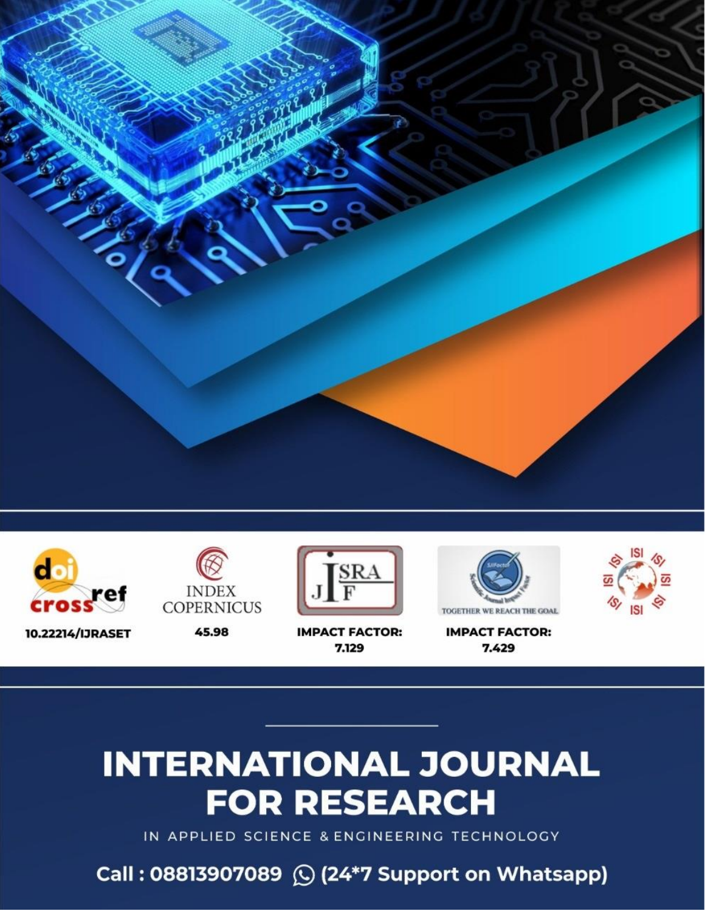10.22214/IJRASET

45.98

IMPACT FACTOR: 7.129

IMPACT FACTOR: 7.429

# INTERNATIONAL JOURNAL FOR RESEARCH

IN APPLIED SCIENCE & ENGINEERING TECHNOLOGY

Call : 08813907089 (24*7 Support on Whatsapp)